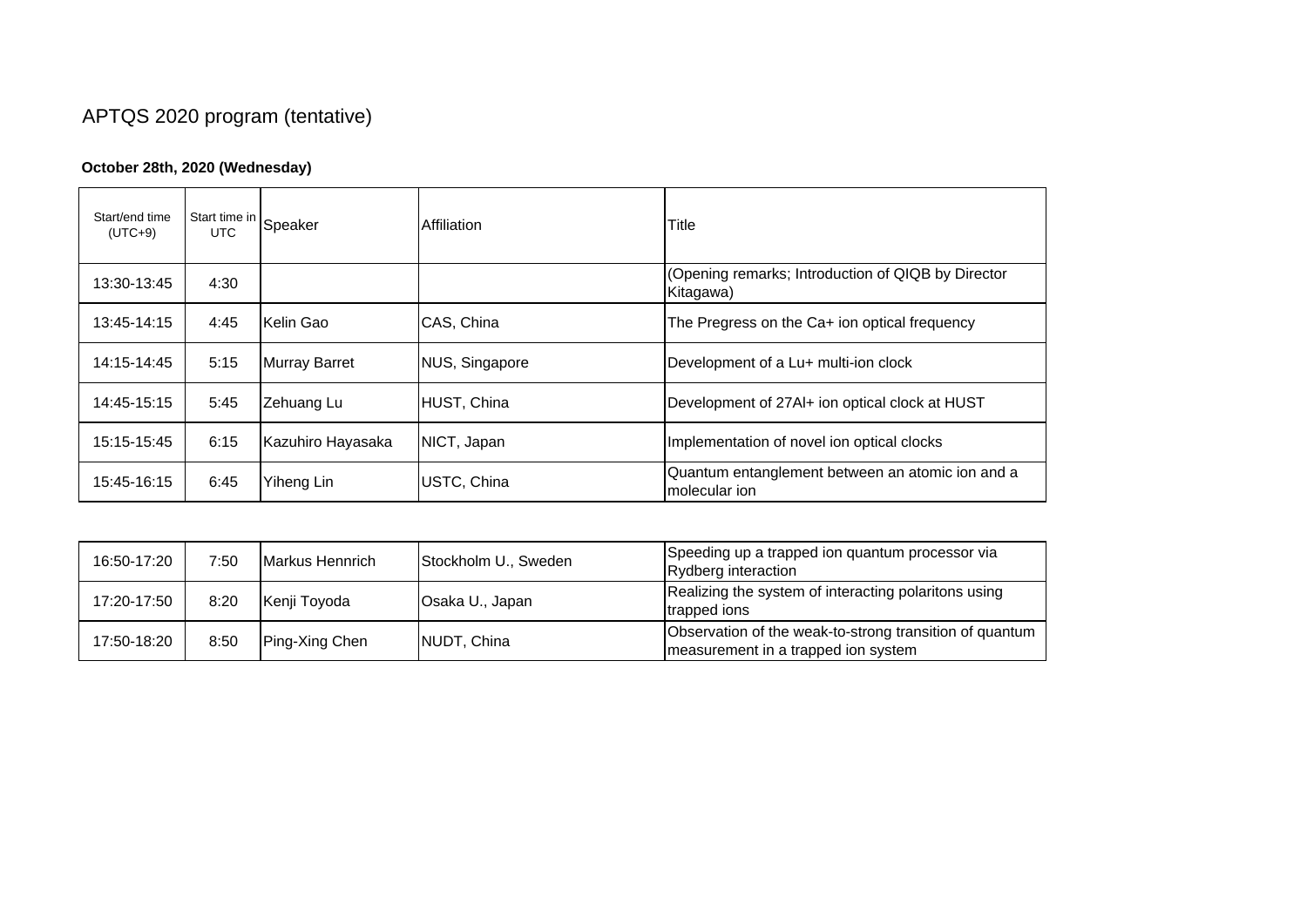# APTQS 2020 program (tentative)

**October 28th, 2020 (Wednesday)**

| Start/end time (UTC+9) | Start time in UTC | Speaker | Affiliation | Title |
|---|---|---|---|---|
| 13:30-13:45 | 4:30 | | | (Opening remarks; Introduction of QIQB by Director Kitagawa) |
| 13:45-14:15 | 4:45 | Kelin Gao | CAS, China | The Pregress on the Ca+ ion optical frequency |
| 14:15-14:45 | 5:15 | Murray Barret | NUS, Singapore | Development of a Lu+ multi-ion clock |
| 14:45-15:15 | 5:45 | Zehuang Lu | HUST, China | Development of 27Al+ ion optical clock at HUST |
| 15:15-15:45 | 6:15 | Kazuhiro Hayasaka | NICT, Japan | Implementation of novel ion optical clocks |
| 15:45-16:15 | 6:45 | Yiheng Lin | USTC, China | Quantum entanglement between an atomic ion and a molecular ion |
| 16:50-17:20 | 7:50 | Markus Hennrich | Stockholm U., Sweden | Speeding up a trapped ion quantum processor via Rydberg interaction |
| 17:20-17:50 | 8:20 | Kenji Toyoda | Osaka U., Japan | Realizing the system of interacting polaritons using trapped ions |
| 17:50-18:20 | 8:50 | Ping-Xing Chen | NUDT, China | Observation of the weak-to-strong transition of quantum measurement in a trapped ion system |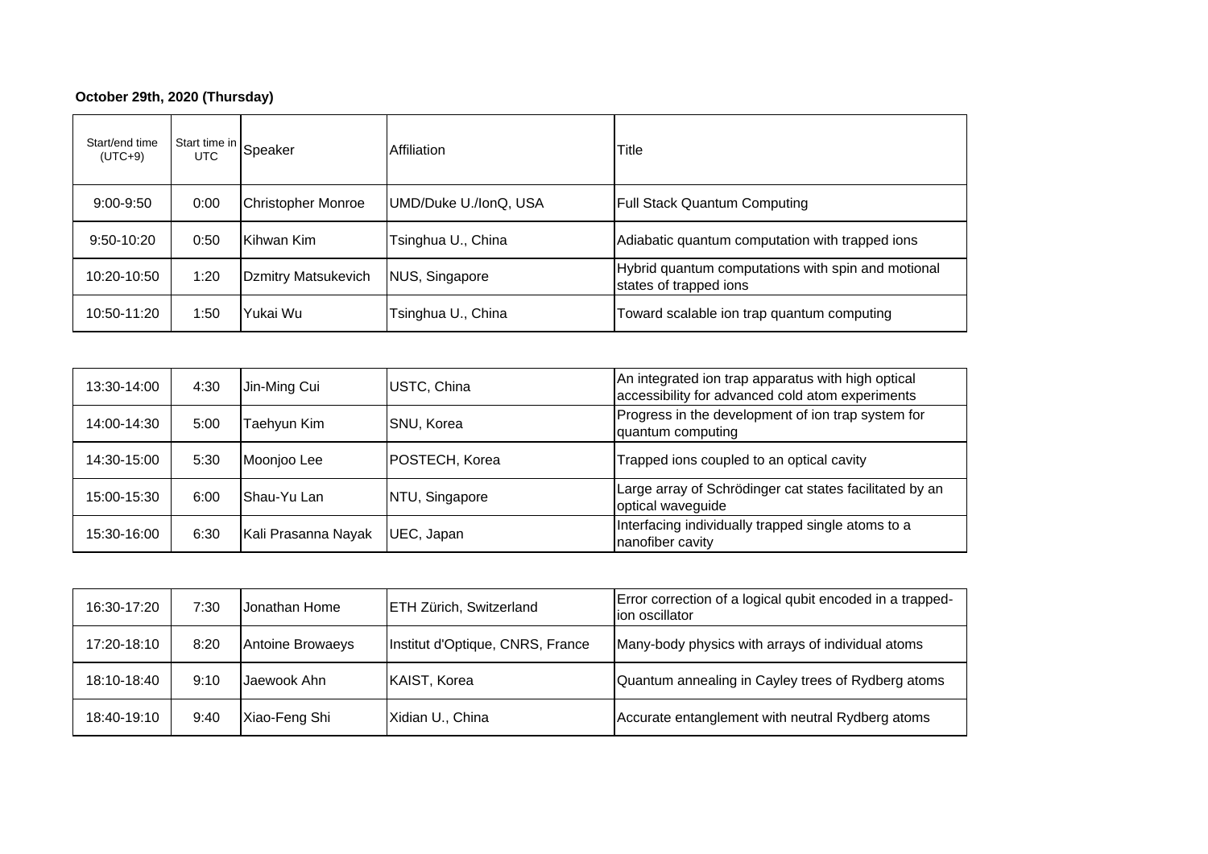**October 29th, 2020 (Thursday)**

| Start/end time (UTC+9) | Start time in UTC | Speaker | Affiliation | Title |
|---|---|---|---|---|
| 9:00-9:50 | 0:00 | Christopher Monroe | UMD/Duke U./IonQ, USA | Full Stack Quantum Computing |
| 9:50-10:20 | 0:50 | Kihwan Kim | Tsinghua U., China | Adiabatic quantum computation with trapped ions |
| 10:20-10:50 | 1:20 | Dzmitry Matsukevich | NUS, Singapore | Hybrid quantum computations with spin and motional states of trapped ions |
| 10:50-11:20 | 1:50 | Yukai Wu | Tsinghua U., China | Toward scalable ion trap quantum computing |

| | | | | |
|---|---|---|---|---|
| 13:30-14:00 | 4:30 | Jin-Ming Cui | USTC, China | An integrated ion trap apparatus with high optical accessibility for advanced cold atom experiments |
| 14:00-14:30 | 5:00 | Taehyun Kim | SNU, Korea | Progress in the development of ion trap system for quantum computing |
| 14:30-15:00 | 5:30 | Moonjoo Lee | POSTECH, Korea | Trapped ions coupled to an optical cavity |
| 15:00-15:30 | 6:00 | Shau-Yu Lan | NTU, Singapore | Large array of Schrödinger cat states facilitated by an optical waveguide |
| 15:30-16:00 | 6:30 | Kali Prasanna Nayak | UEC, Japan | Interfacing individually trapped single atoms to a nanofiber cavity |

| | | | | |
|---|---|---|---|---|
| 16:30-17:20 | 7:30 | Jonathan Home | ETH Zürich, Switzerland | Error correction of a logical qubit encoded in a trapped-ion oscillator |
| 17:20-18:10 | 8:20 | Antoine Browaeys | Institut d'Optique, CNRS, France | Many-body physics with arrays of individual atoms |
| 18:10-18:40 | 9:10 | Jaewook Ahn | KAIST, Korea | Quantum annealing in Cayley trees of Rydberg atoms |
| 18:40-19:10 | 9:40 | Xiao-Feng Shi | Xidian U., China | Accurate entanglement with neutral Rydberg atoms |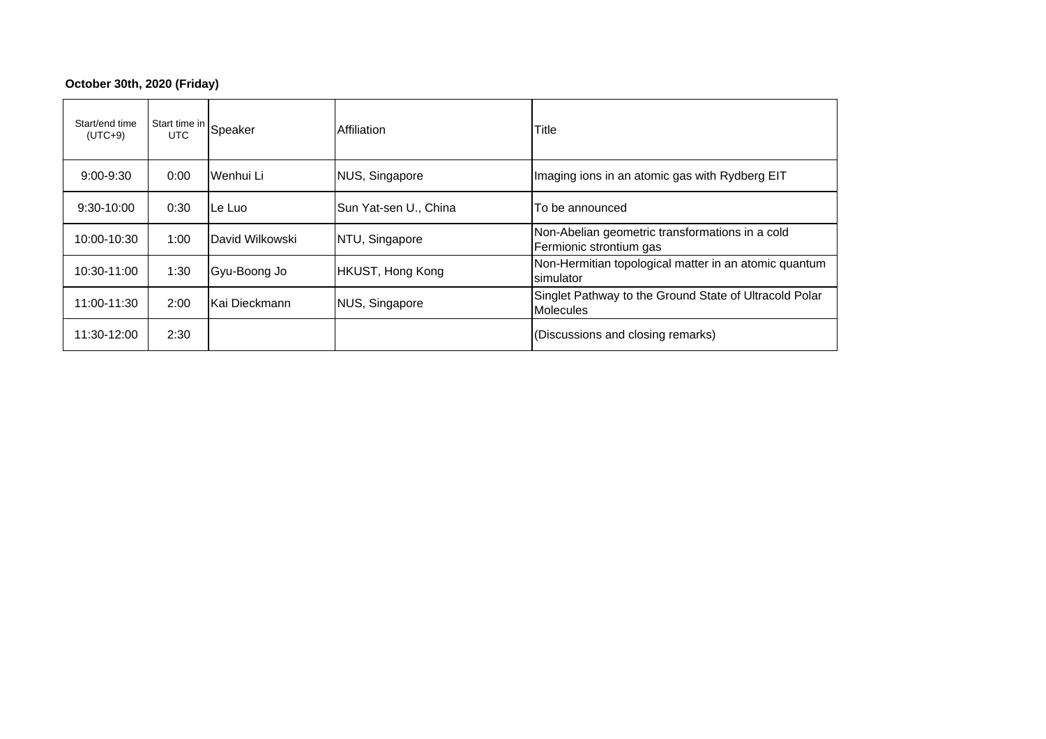**October 30th, 2020 (Friday)**

| Start/end time (UTC+9) | Start time in UTC | Speaker | Affiliation | Title |
|---|---|---|---|---|
| 9:00-9:30 | 0:00 | Wenhui Li | NUS, Singapore | Imaging ions in an atomic gas with Rydberg EIT |
| 9:30-10:00 | 0:30 | Le Luo | Sun Yat-sen U., China | To be announced |
| 10:00-10:30 | 1:00 | David Wilkowski | NTU, Singapore | Non-Abelian geometric transformations in a cold Fermionic strontium gas |
| 10:30-11:00 | 1:30 | Gyu-Boong Jo | HKUST, Hong Kong | Non-Hermitian topological matter in an atomic quantum simulator |
| 11:00-11:30 | 2:00 | Kai Dieckmann | NUS, Singapore | Singlet Pathway to the Ground State of Ultracold Polar Molecules |
| 11:30-12:00 | 2:30 | | | (Discussions and closing remarks) |